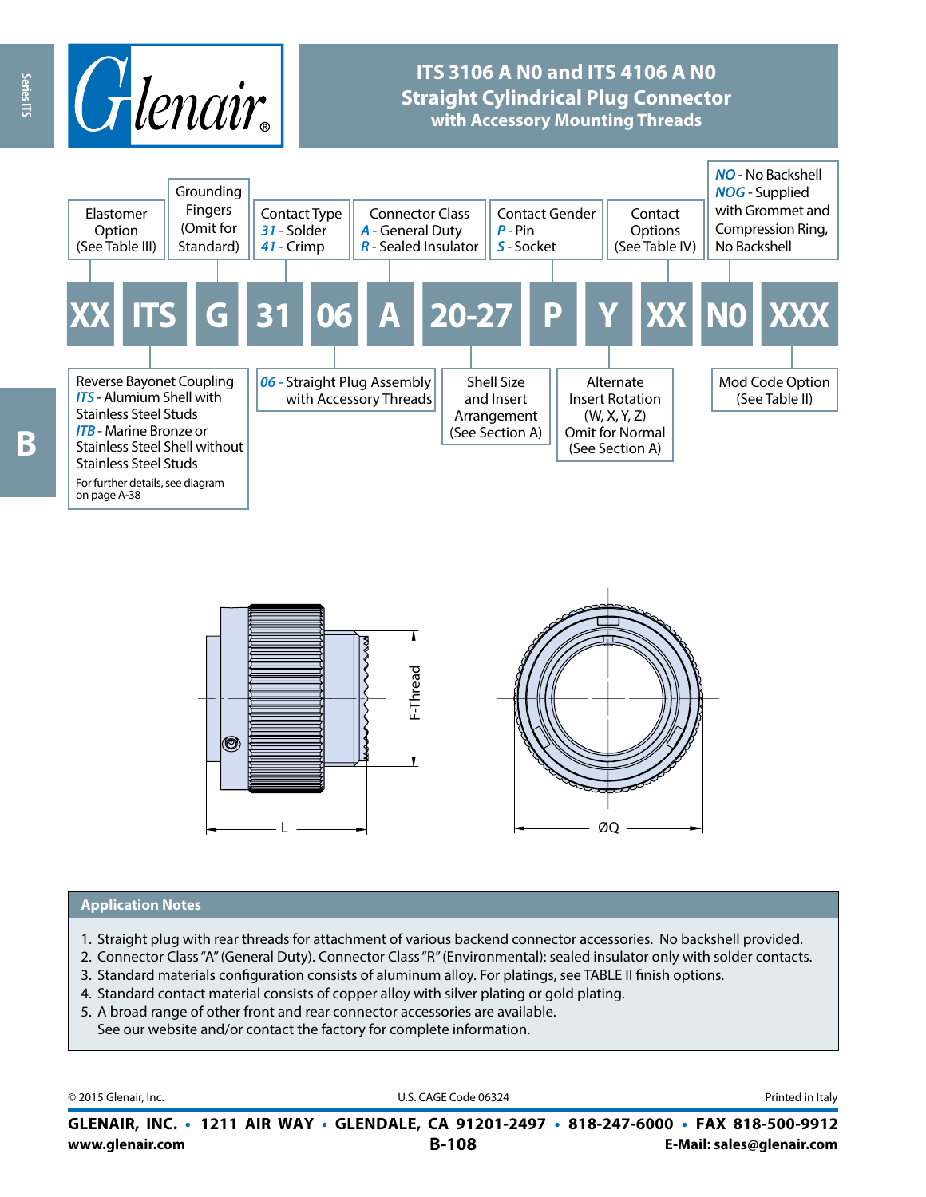# ITS 3106 A N0 and ITS 4106 A N0
## Straight Cylindrical Plug Connector
### with Accessory Mounting Threads

**XX ITS G 31 06 A 20-27 P Y XX N0 XXX**

| Code | Description |
|---|---|
| XX | Elastomer Option (See Table III) |
| ITS | Reverse Bayonet Coupling<br>*ITS* - Alumium Shell with Stainless Steel Studs<br>*ITB* - Marine Bronze or Stainless Steel Shell without Stainless Steel Studs<br>For further details, see diagram on page A-38 |
| G | Grounding Fingers (Omit for Standard) |
| 31 | Contact Type<br>*31* - Solder<br>*41* - Crimp |
| 06 | *06* - Straight Plug Assembly with Accessory Threads |
| A | Connector Class<br>*A* - General Duty<br>*R* - Sealed Insulator |
| 20-27 | Shell Size and Insert Arrangement (See Section A) |
| P | Contact Gender<br>*P* - Pin<br>*S* - Socket |
| Y | Alternate Insert Rotation (W, X, Y, Z) Omit for Normal (See Section A) |
| XX | Contact Options (See Table IV) |
| N0 | *NO* - No Backshell<br>*NOG* - Supplied with Grommet and Compression Ring, No Backshell |
| XXX | Mod Code Option (See Table II) |

F-Thread

L

ØQ

## Application Notes

1. Straight plug with rear threads for attachment of various backend connector accessories. No backshell provided.
2. Connector Class "A" (General Duty). Connector Class "R" (Environmental): sealed insulator only with solder contacts.
3. Standard materials configuration consists of aluminum alloy. For platings, see TABLE II finish options.
4. Standard contact material consists of copper alloy with silver plating or gold plating.
5. A broad range of other front and rear connector accessories are available.
   See our website and/or contact the factory for complete information.

© 2015 Glenair, Inc. U.S. CAGE Code 06324 Printed in Italy

**GLENAIR, INC. • 1211 AIR WAY • GLENDALE, CA 91201-2497 • 818-247-6000 • FAX 818-500-9912**
**www.glenair.com** **E-Mail: sales@glenair.com**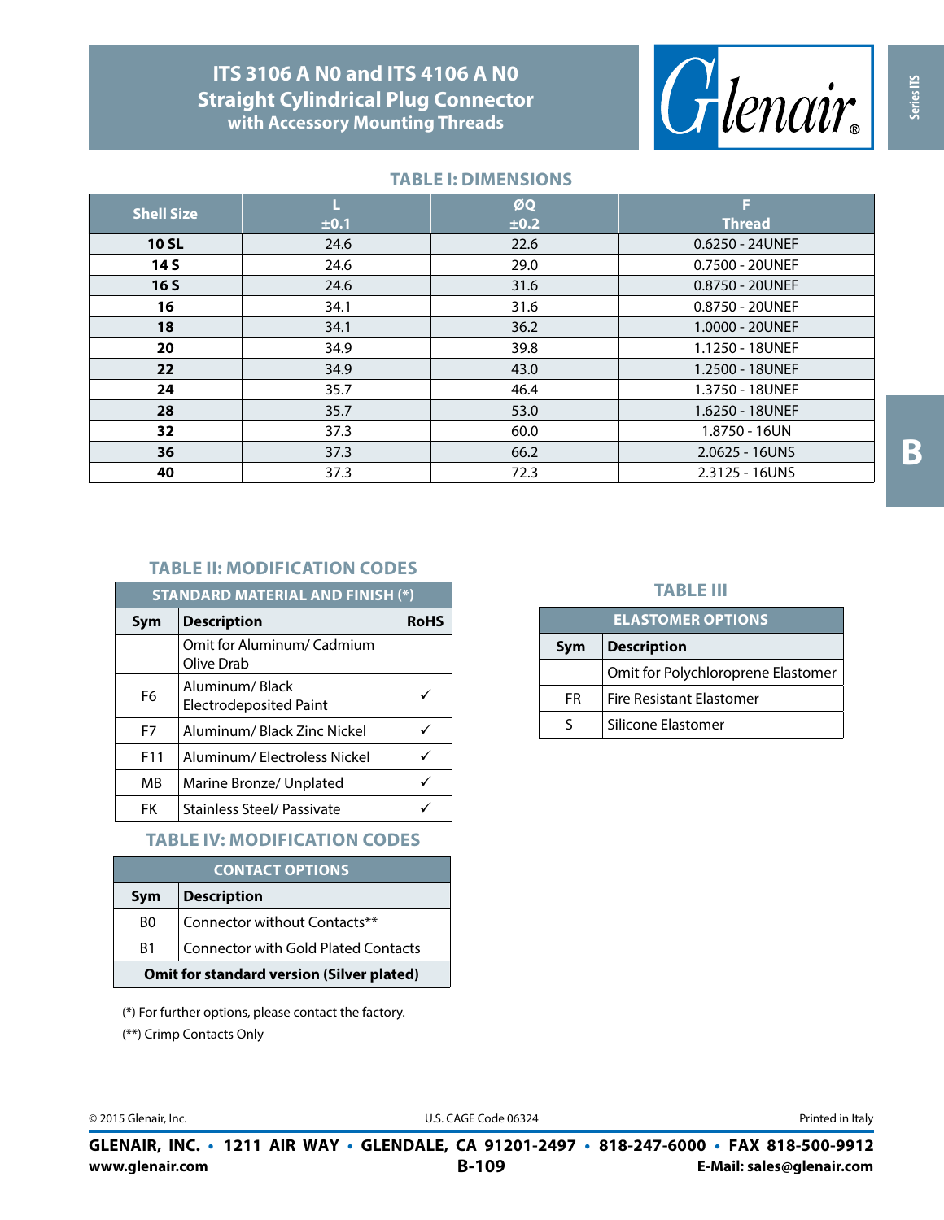# ITS 3106 A N0 and ITS 4106 A N0
## Straight Cylindrical Plug Connector
### with Accessory Mounting Threads

**TABLE I: DIMENSIONS**

| Shell Size | L ±0.1 | ØQ ±0.2 | F Thread |
|---|---|---|---|
| **10 SL** | 24.6 | 22.6 | 0.6250 - 24UNEF |
| **14 S** | 24.6 | 29.0 | 0.7500 - 20UNEF |
| **16 S** | 24.6 | 31.6 | 0.8750 - 20UNEF |
| **16** | 34.1 | 31.6 | 0.8750 - 20UNEF |
| **18** | 34.1 | 36.2 | 1.0000 - 20UNEF |
| **20** | 34.9 | 39.8 | 1.1250 - 18UNEF |
| **22** | 34.9 | 43.0 | 1.2500 - 18UNEF |
| **24** | 35.7 | 46.4 | 1.3750 - 18UNEF |
| **28** | 35.7 | 53.0 | 1.6250 - 18UNEF |
| **32** | 37.3 | 60.0 | 1.8750 - 16UN |
| **36** | 37.3 | 66.2 | 2.0625 - 16UNS |
| **40** | 37.3 | 72.3 | 2.3125 - 16UNS |

**TABLE II: MODIFICATION CODES**

| STANDARD MATERIAL AND FINISH (*) | | |
|---|---|---|
| **Sym** | **Description** | **RoHS** |
| | Omit for Aluminum/ Cadmium Olive Drab | |
| F6 | Aluminum/ Black Electrodeposited Paint | ✓ |
| F7 | Aluminum/ Black Zinc Nickel | ✓ |
| F11 | Aluminum/ Electroless Nickel | ✓ |
| MB | Marine Bronze/ Unplated | ✓ |
| FK | Stainless Steel/ Passivate | ✓ |

**TABLE III**

| ELASTOMER OPTIONS | |
|---|---|
| **Sym** | **Description** |
| | Omit for Polychloroprene Elastomer |
| FR | Fire Resistant Elastomer |
| S | Silicone Elastomer |

**TABLE IV: MODIFICATION CODES**

| CONTACT OPTIONS | |
|---|---|
| **Sym** | **Description** |
| B0 | Connector without Contacts** |
| B1 | Connector with Gold Plated Contacts |
| **Omit for standard version (Silver plated)** | |

(*) For further options, please contact the factory.

(**) Crimp Contacts Only

© 2015 Glenair, Inc. U.S. CAGE Code 06324 Printed in Italy

**GLENAIR, INC. • 1211 AIR WAY • GLENDALE, CA 91201-2497 • 818-247-6000 • FAX 818-500-9912**

**www.glenair.com** **E-Mail: sales@glenair.com**